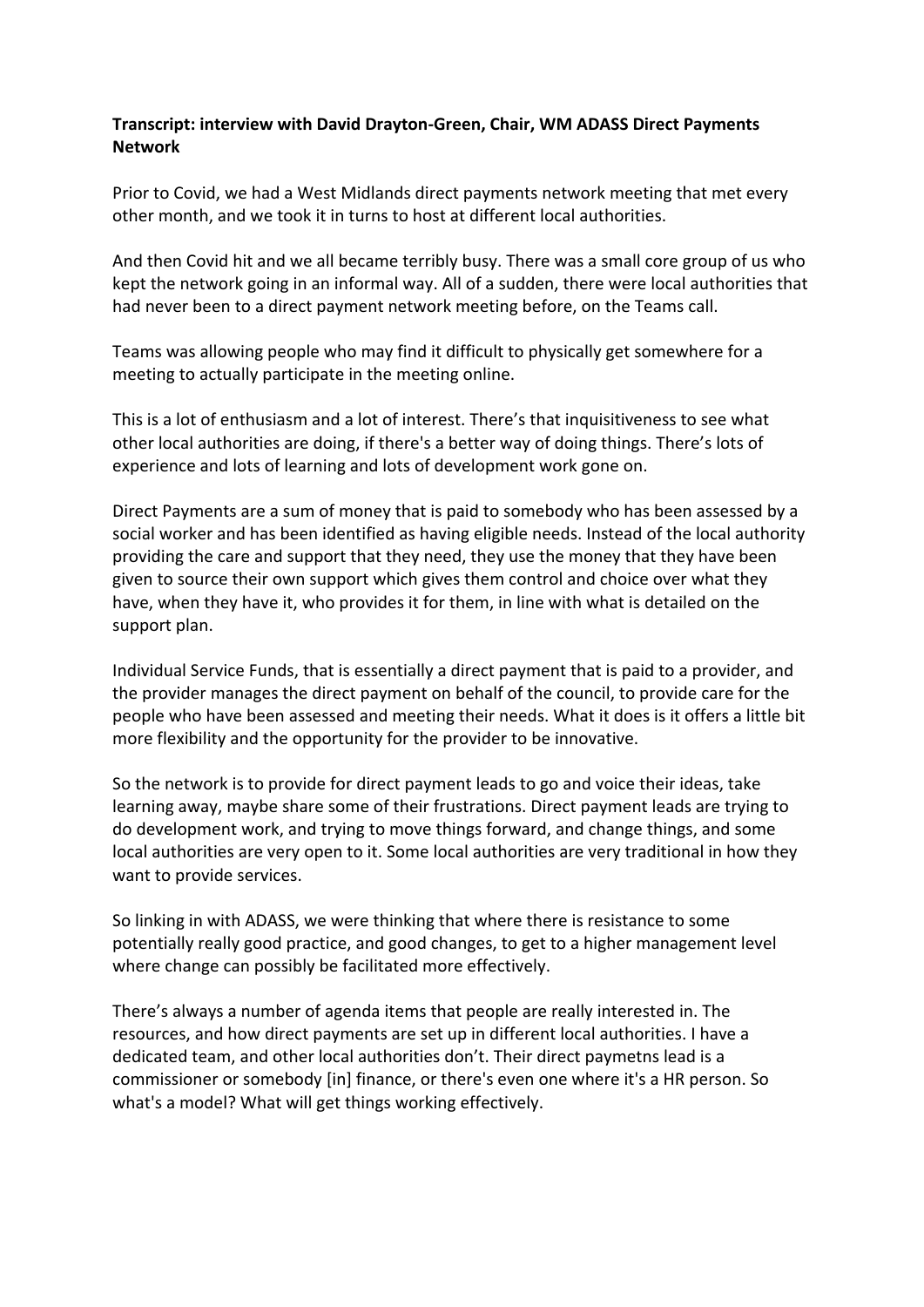**Transcript: interview with David Drayton-Green, Chair, WM ADASS Direct Payments Network**

Prior to Covid, we had a West Midlands direct payments network meeting that met every other month, and we took it in turns to host at different local authorities.

And then Covid hit and we all became terribly busy. There was a small core group of us who kept the network going in an informal way. All of a sudden, there were local authorities that had never been to a direct payment network meeting before, on the Teams call.

Teams was allowing people who may find it difficult to physically get somewhere for a meeting to actually participate in the meeting online.

This is a lot of enthusiasm and a lot of interest. There's that inquisitiveness to see what other local authorities are doing, if there's a better way of doing things. There's lots of experience and lots of learning and lots of development work gone on.

Direct Payments are a sum of money that is paid to somebody who has been assessed by a social worker and has been identified as having eligible needs. Instead of the local authority providing the care and support that they need, they use the money that they have been given to source their own support which gives them control and choice over what they have, when they have it, who provides it for them, in line with what is detailed on the support plan.

Individual Service Funds, that is essentially a direct payment that is paid to a provider, and the provider manages the direct payment on behalf of the council, to provide care for the people who have been assessed and meeting their needs. What it does is it offers a little bit more flexibility and the opportunity for the provider to be innovative.

So the network is to provide for direct payment leads to go and voice their ideas, take learning away, maybe share some of their frustrations. Direct payment leads are trying to do development work, and trying to move things forward, and change things, and some local authorities are very open to it. Some local authorities are very traditional in how they want to provide services.

So linking in with ADASS, we were thinking that where there is resistance to some potentially really good practice, and good changes, to get to a higher management level where change can possibly be facilitated more effectively.

There's always a number of agenda items that people are really interested in. The resources, and how direct payments are set up in different local authorities. I have a dedicated team, and other local authorities don't. Their direct paymetns lead is a commissioner or somebody [in] finance, or there's even one where it's a HR person. So what's a model? What will get things working effectively.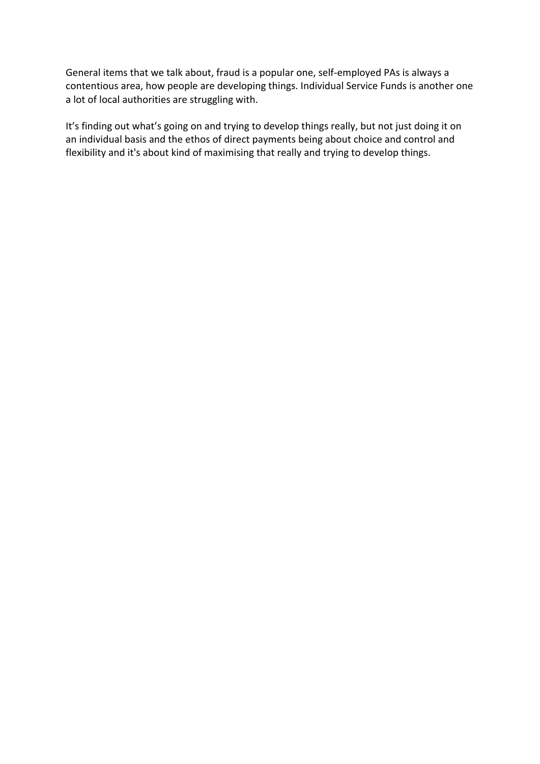General items that we talk about, fraud is a popular one, self-employed PAs is always a contentious area, how people are developing things. Individual Service Funds is another one a lot of local authorities are struggling with.

It's finding out what's going on and trying to develop things really, but not just doing it on an individual basis and the ethos of direct payments being about choice and control and flexibility and it's about kind of maximising that really and trying to develop things.